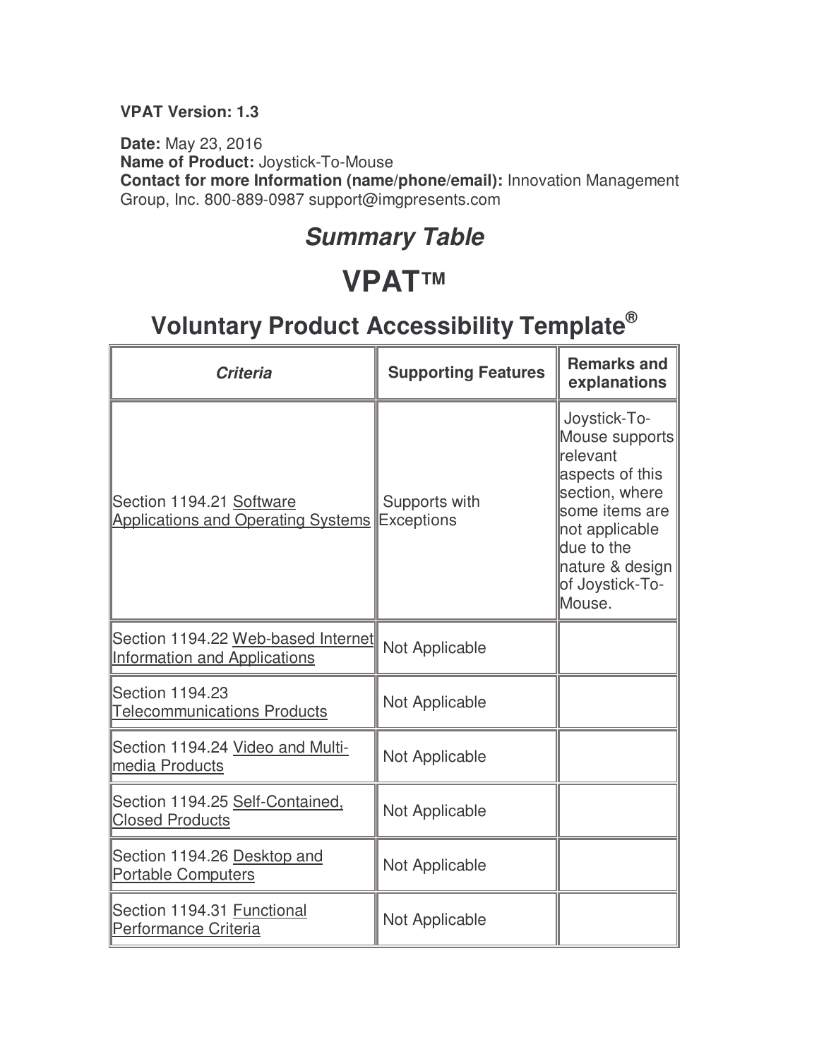**VPAT Version: 1.3**

**Date:** May 23, 2016
**Name of Product:** Joystick-To-Mouse
**Contact for more Information (name/phone/email):** Innovation Management Group, Inc. 800-889-0987 support@imgpresents.com

## *Summary Table*

# VPAT™

## Voluntary Product Accessibility Template®

| *Criteria* | Supporting Features | Remarks and explanations |
|---|---|---|
| Section 1194.21 Software Applications and Operating Systems | Supports with Exceptions | Joystick-To-Mouse supports relevant aspects of this section, where some items are not applicable due to the nature & design of Joystick-To-Mouse. |
| Section 1194.22 Web-based Internet Information and Applications | Not Applicable | |
| Section 1194.23 Telecommunications Products | Not Applicable | |
| Section 1194.24 Video and Multi-media Products | Not Applicable | |
| Section 1194.25 Self-Contained, Closed Products | Not Applicable | |
| Section 1194.26 Desktop and Portable Computers | Not Applicable | |
| Section 1194.31 Functional Performance Criteria | Not Applicable | |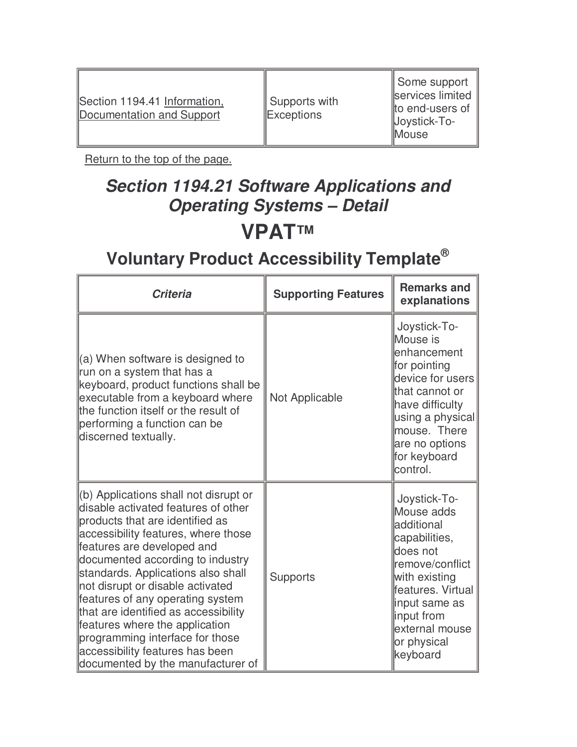| Section 1194.41 Information, Documentation and Support | Supports with Exceptions | Some support services limited to end-users of Joystick-To-Mouse |
|---|---|---|

Return to the top of the page.

## *Section 1194.21 Software Applications and Operating Systems – Detail*

# VPAT™

## Voluntary Product Accessibility Template®

| *Criteria* | Supporting Features | Remarks and explanations |
|---|---|---|
| (a) When software is designed to run on a system that has a keyboard, product functions shall be executable from a keyboard where the function itself or the result of performing a function can be discerned textually. | Not Applicable | Joystick-To-Mouse is enhancement for pointing device for users that cannot or have difficulty using a physical mouse. There are no options for keyboard control. |
| (b) Applications shall not disrupt or disable activated features of other products that are identified as accessibility features, where those features are developed and documented according to industry standards. Applications also shall not disrupt or disable activated features of any operating system that are identified as accessibility features where the application programming interface for those accessibility features has been documented by the manufacturer of | Supports | Joystick-To-Mouse adds additional capabilities, does not remove/conflict with existing features. Virtual input same as input from external mouse or physical keyboard |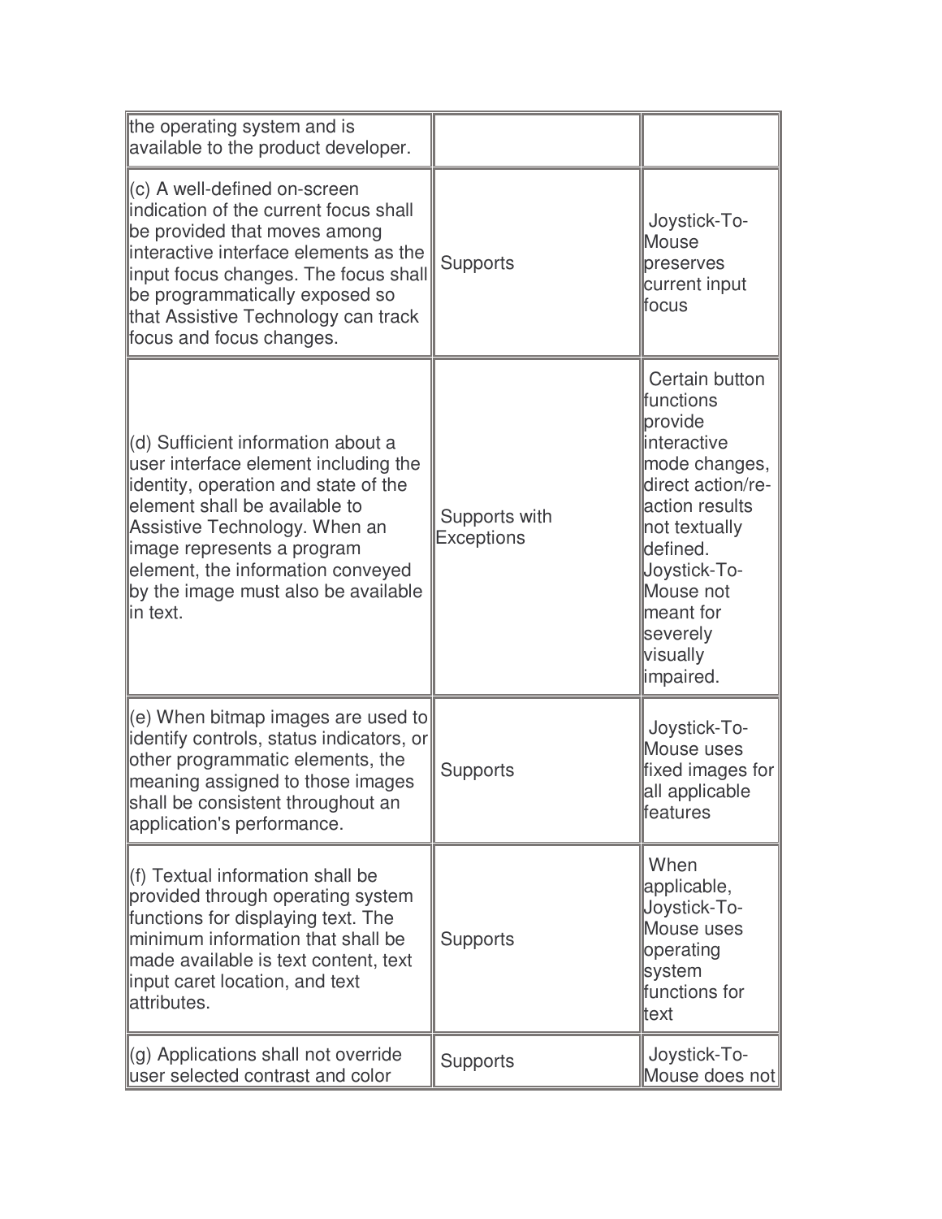| | | |
|---|---|---|
| the operating system and is available to the product developer. | | |
| (c) A well-defined on-screen indication of the current focus shall be provided that moves among interactive interface elements as the input focus changes. The focus shall be programmatically exposed so that Assistive Technology can track focus and focus changes. | Supports | Joystick-To-Mouse preserves current input focus |
| (d) Sufficient information about a user interface element including the identity, operation and state of the element shall be available to Assistive Technology. When an image represents a program element, the information conveyed by the image must also be available in text. | Supports with Exceptions | Certain button functions provide interactive mode changes, direct action/re-action results not textually defined. Joystick-To-Mouse not meant for severely visually impaired. |
| (e) When bitmap images are used to identify controls, status indicators, or other programmatic elements, the meaning assigned to those images shall be consistent throughout an application's performance. | Supports | Joystick-To-Mouse uses fixed images for all applicable features |
| (f) Textual information shall be provided through operating system functions for displaying text. The minimum information that shall be made available is text content, text input caret location, and text attributes. | Supports | When applicable, Joystick-To-Mouse uses operating system functions for text |
| (g) Applications shall not override user selected contrast and color | Supports | Joystick-To-Mouse does not |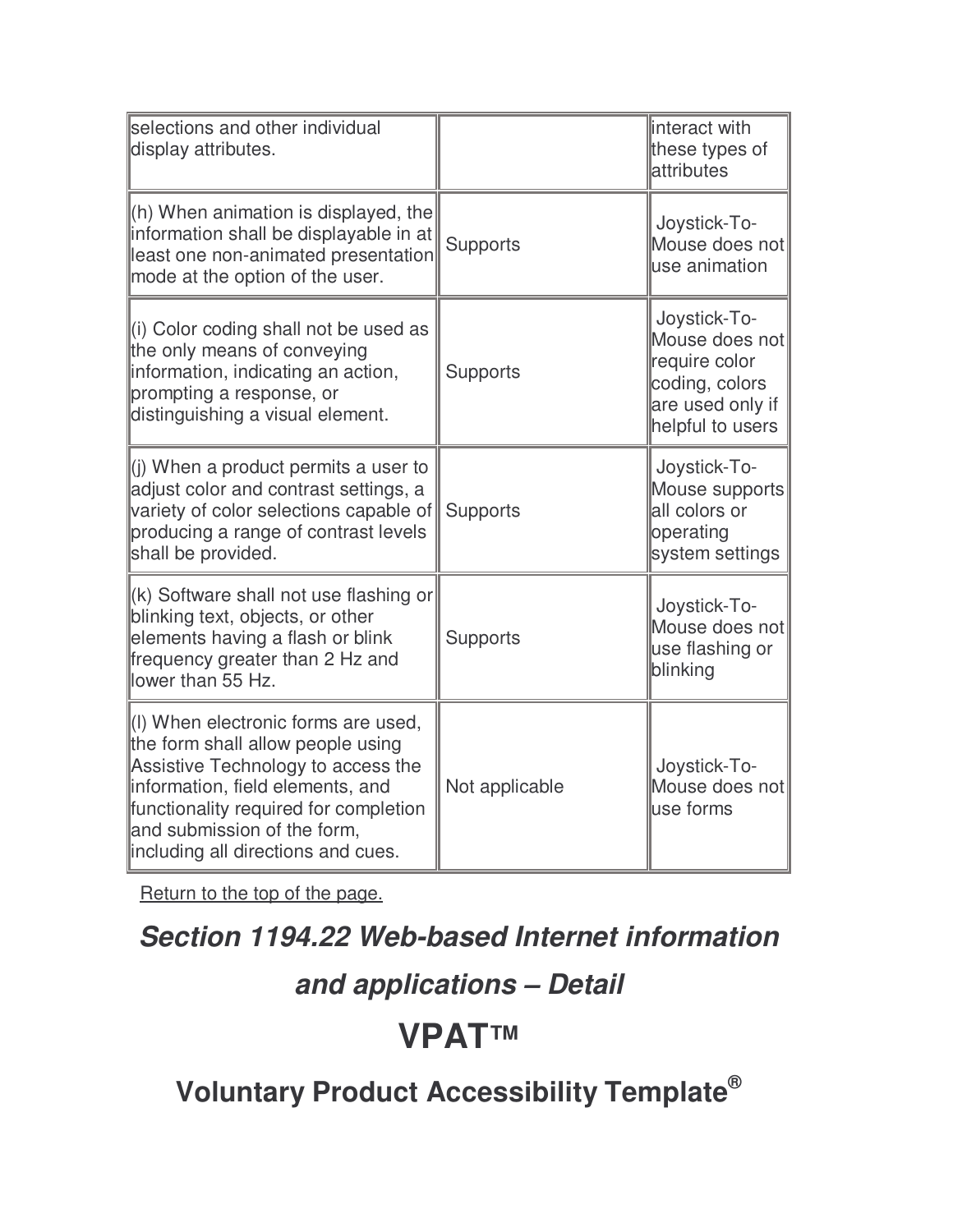| | | |
|---|---|---|
| selections and other individual display attributes. | | interact with these types of attributes |
| (h) When animation is displayed, the information shall be displayable in at least one non-animated presentation mode at the option of the user. | Supports | Joystick-To-Mouse does not use animation |
| (i) Color coding shall not be used as the only means of conveying information, indicating an action, prompting a response, or distinguishing a visual element. | Supports | Joystick-To-Mouse does not require color coding, colors are used only if helpful to users |
| (j) When a product permits a user to adjust color and contrast settings, a variety of color selections capable of producing a range of contrast levels shall be provided. | Supports | Joystick-To-Mouse supports all colors or operating system settings |
| (k) Software shall not use flashing or blinking text, objects, or other elements having a flash or blink frequency greater than 2 Hz and lower than 55 Hz. | Supports | Joystick-To-Mouse does not use flashing or blinking |
| (l) When electronic forms are used, the form shall allow people using Assistive Technology to access the information, field elements, and functionality required for completion and submission of the form, including all directions and cues. | Not applicable | Joystick-To-Mouse does not use forms |

Return to the top of the page.

## *Section 1194.22 Web-based Internet information and applications – Detail*

# VPAT™

## Voluntary Product Accessibility Template®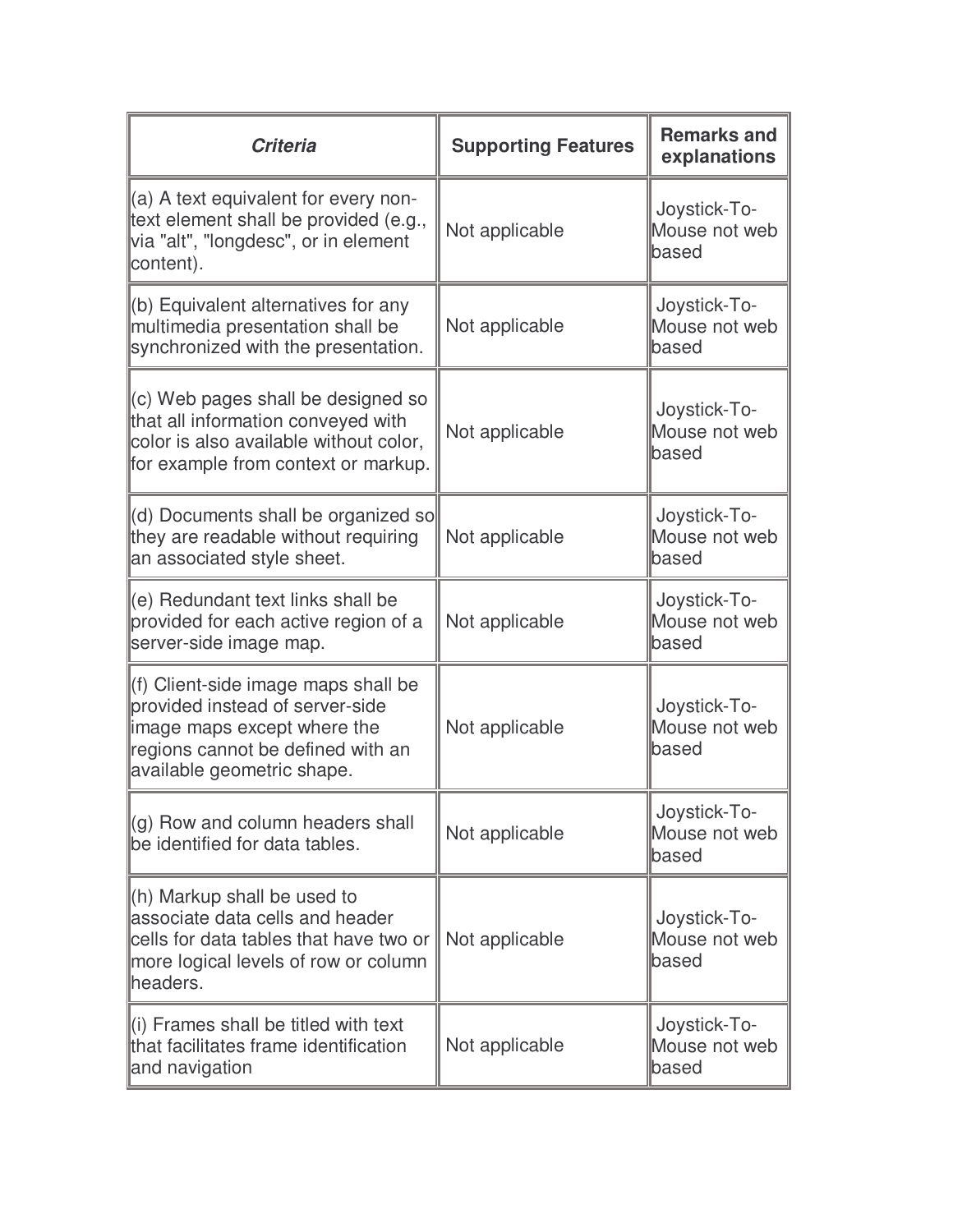| *Criteria* | Supporting Features | Remarks and explanations |
|---|---|---|
| (a) A text equivalent for every non-text element shall be provided (e.g., via "alt", "longdesc", or in element content). | Not applicable | Joystick-To-Mouse not web based |
| (b) Equivalent alternatives for any multimedia presentation shall be synchronized with the presentation. | Not applicable | Joystick-To-Mouse not web based |
| (c) Web pages shall be designed so that all information conveyed with color is also available without color, for example from context or markup. | Not applicable | Joystick-To-Mouse not web based |
| (d) Documents shall be organized so they are readable without requiring an associated style sheet. | Not applicable | Joystick-To-Mouse not web based |
| (e) Redundant text links shall be provided for each active region of a server-side image map. | Not applicable | Joystick-To-Mouse not web based |
| (f) Client-side image maps shall be provided instead of server-side image maps except where the regions cannot be defined with an available geometric shape. | Not applicable | Joystick-To-Mouse not web based |
| (g) Row and column headers shall be identified for data tables. | Not applicable | Joystick-To-Mouse not web based |
| (h) Markup shall be used to associate data cells and header cells for data tables that have two or more logical levels of row or column headers. | Not applicable | Joystick-To-Mouse not web based |
| (i) Frames shall be titled with text that facilitates frame identification and navigation | Not applicable | Joystick-To-Mouse not web based |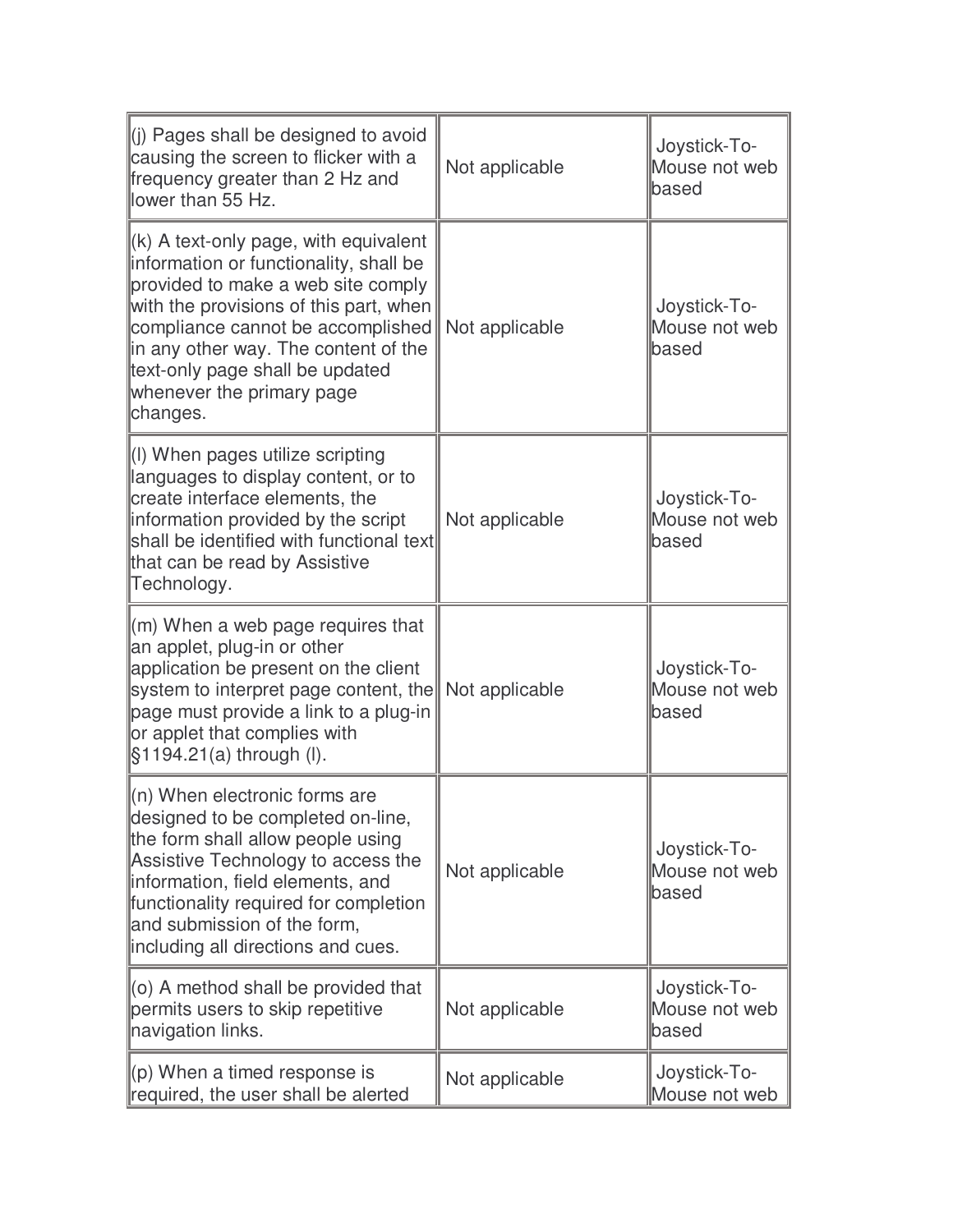| | | |
|---|---|---|
| (j) Pages shall be designed to avoid causing the screen to flicker with a frequency greater than 2 Hz and lower than 55 Hz. | Not applicable | Joystick-To-Mouse not web based |
| (k) A text-only page, with equivalent information or functionality, shall be provided to make a web site comply with the provisions of this part, when compliance cannot be accomplished in any other way. The content of the text-only page shall be updated whenever the primary page changes. | Not applicable | Joystick-To-Mouse not web based |
| (l) When pages utilize scripting languages to display content, or to create interface elements, the information provided by the script shall be identified with functional text that can be read by Assistive Technology. | Not applicable | Joystick-To-Mouse not web based |
| (m) When a web page requires that an applet, plug-in or other application be present on the client system to interpret page content, the page must provide a link to a plug-in or applet that complies with §1194.21(a) through (l). | Not applicable | Joystick-To-Mouse not web based |
| (n) When electronic forms are designed to be completed on-line, the form shall allow people using Assistive Technology to access the information, field elements, and functionality required for completion and submission of the form, including all directions and cues. | Not applicable | Joystick-To-Mouse not web based |
| (o) A method shall be provided that permits users to skip repetitive navigation links. | Not applicable | Joystick-To-Mouse not web based |
| (p) When a timed response is required, the user shall be alerted | Not applicable | Joystick-To-Mouse not web |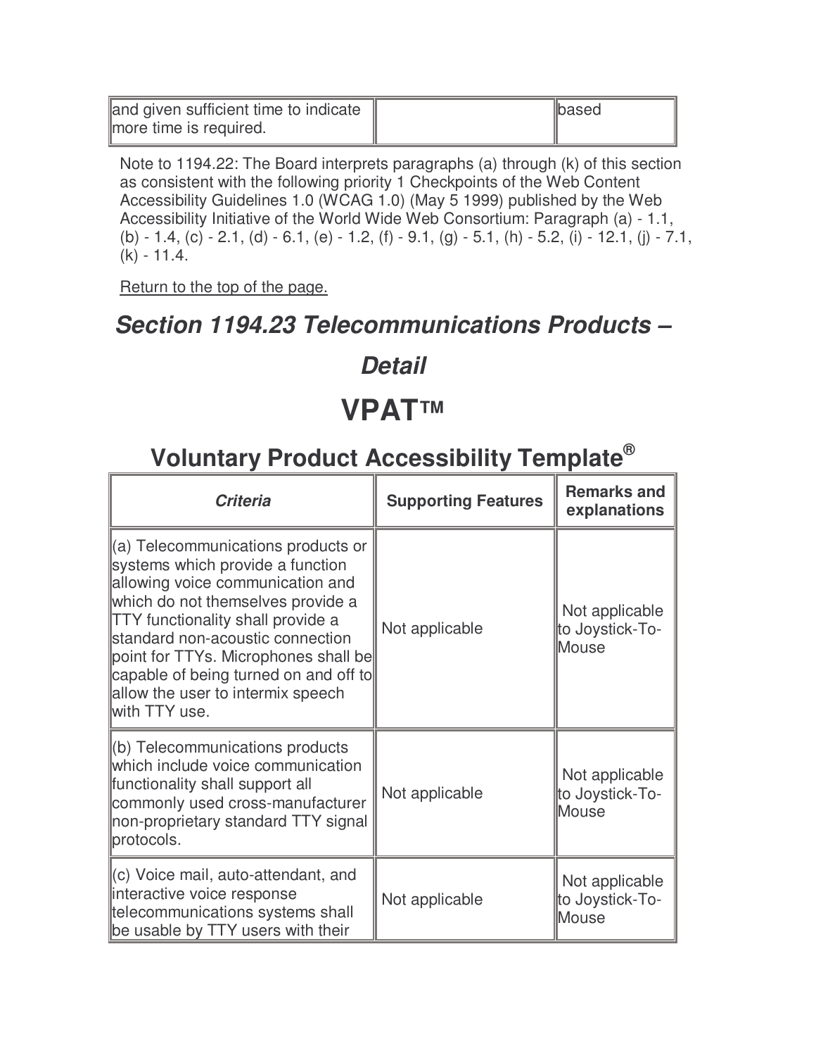| and given sufficient time to indicate more time is required. | | based |
|---|---|---|

Note to 1194.22: The Board interprets paragraphs (a) through (k) of this section as consistent with the following priority 1 Checkpoints of the Web Content Accessibility Guidelines 1.0 (WCAG 1.0) (May 5 1999) published by the Web Accessibility Initiative of the World Wide Web Consortium: Paragraph (a) - 1.1, (b) - 1.4, (c) - 2.1, (d) - 6.1, (e) - 1.2, (f) - 9.1, (g) - 5.1, (h) - 5.2, (i) - 12.1, (j) - 7.1, (k) - 11.4.

Return to the top of the page.

# *Section 1194.23 Telecommunications Products – Detail*

# VPAT™

## Voluntary Product Accessibility Template®

| *Criteria* | Supporting Features | Remarks and explanations |
|---|---|---|
| (a) Telecommunications products or systems which provide a function allowing voice communication and which do not themselves provide a TTY functionality shall provide a standard non-acoustic connection point for TTYs. Microphones shall be capable of being turned on and off to allow the user to intermix speech with TTY use. | Not applicable | Not applicable to Joystick-To-Mouse |
| (b) Telecommunications products which include voice communication functionality shall support all commonly used cross-manufacturer non-proprietary standard TTY signal protocols. | Not applicable | Not applicable to Joystick-To-Mouse |
| (c) Voice mail, auto-attendant, and interactive voice response telecommunications systems shall be usable by TTY users with their | Not applicable | Not applicable to Joystick-To-Mouse |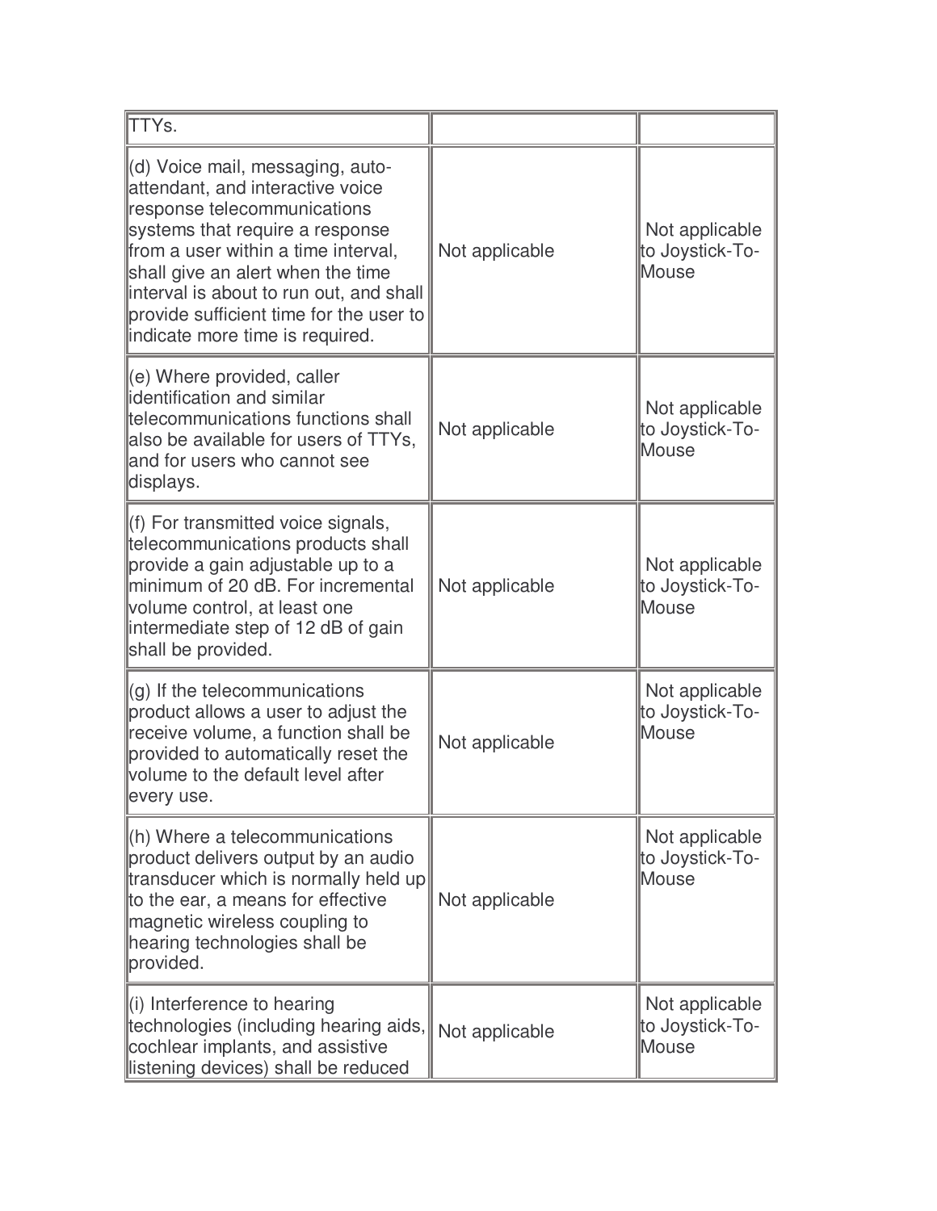| | | |
|---|---|---|
| TTYs. | | |
| (d) Voice mail, messaging, auto-attendant, and interactive voice response telecommunications systems that require a response from a user within a time interval, shall give an alert when the time interval is about to run out, and shall provide sufficient time for the user to indicate more time is required. | Not applicable | Not applicable to Joystick-To-Mouse |
| (e) Where provided, caller identification and similar telecommunications functions shall also be available for users of TTYs, and for users who cannot see displays. | Not applicable | Not applicable to Joystick-To-Mouse |
| (f) For transmitted voice signals, telecommunications products shall provide a gain adjustable up to a minimum of 20 dB. For incremental volume control, at least one intermediate step of 12 dB of gain shall be provided. | Not applicable | Not applicable to Joystick-To-Mouse |
| (g) If the telecommunications product allows a user to adjust the receive volume, a function shall be provided to automatically reset the volume to the default level after every use. | Not applicable | Not applicable to Joystick-To-Mouse |
| (h) Where a telecommunications product delivers output by an audio transducer which is normally held up to the ear, a means for effective magnetic wireless coupling to hearing technologies shall be provided. | Not applicable | Not applicable to Joystick-To-Mouse |
| (i) Interference to hearing technologies (including hearing aids, cochlear implants, and assistive listening devices) shall be reduced | Not applicable | Not applicable to Joystick-To-Mouse |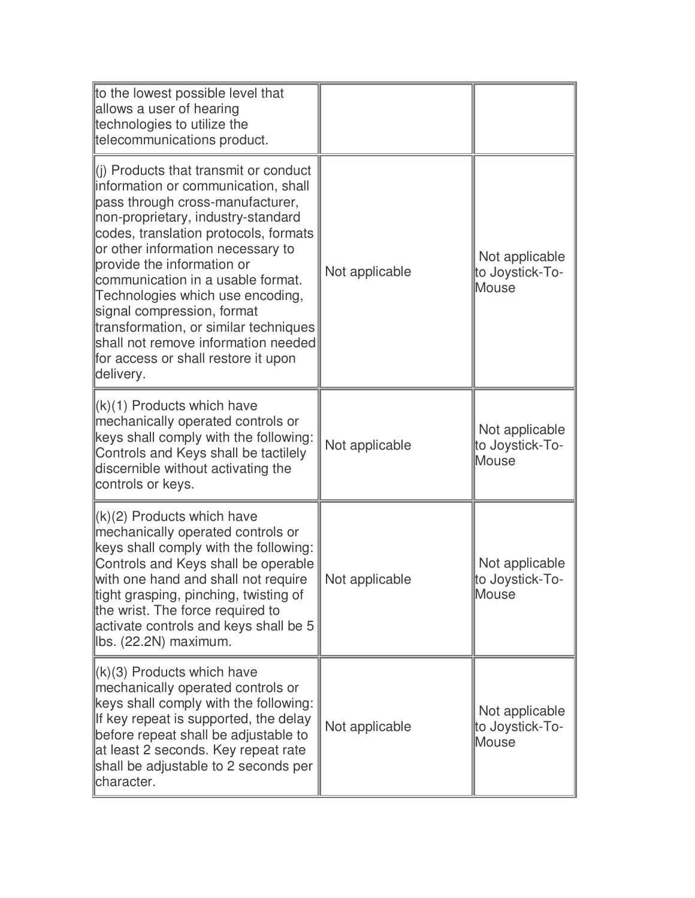| | | |
|---|---|---|
| to the lowest possible level that allows a user of hearing technologies to utilize the telecommunications product. | | |
| (j) Products that transmit or conduct information or communication, shall pass through cross-manufacturer, non-proprietary, industry-standard codes, translation protocols, formats or other information necessary to provide the information or communication in a usable format. Technologies which use encoding, signal compression, format transformation, or similar techniques shall not remove information needed for access or shall restore it upon delivery. | Not applicable | Not applicable to Joystick-To-Mouse |
| (k)(1) Products which have mechanically operated controls or keys shall comply with the following: Controls and Keys shall be tactilely discernible without activating the controls or keys. | Not applicable | Not applicable to Joystick-To-Mouse |
| (k)(2) Products which have mechanically operated controls or keys shall comply with the following: Controls and Keys shall be operable with one hand and shall not require tight grasping, pinching, twisting of the wrist. The force required to activate controls and keys shall be 5 lbs. (22.2N) maximum. | Not applicable | Not applicable to Joystick-To-Mouse |
| (k)(3) Products which have mechanically operated controls or keys shall comply with the following: If key repeat is supported, the delay before repeat shall be adjustable to at least 2 seconds. Key repeat rate shall be adjustable to 2 seconds per character. | Not applicable | Not applicable to Joystick-To-Mouse |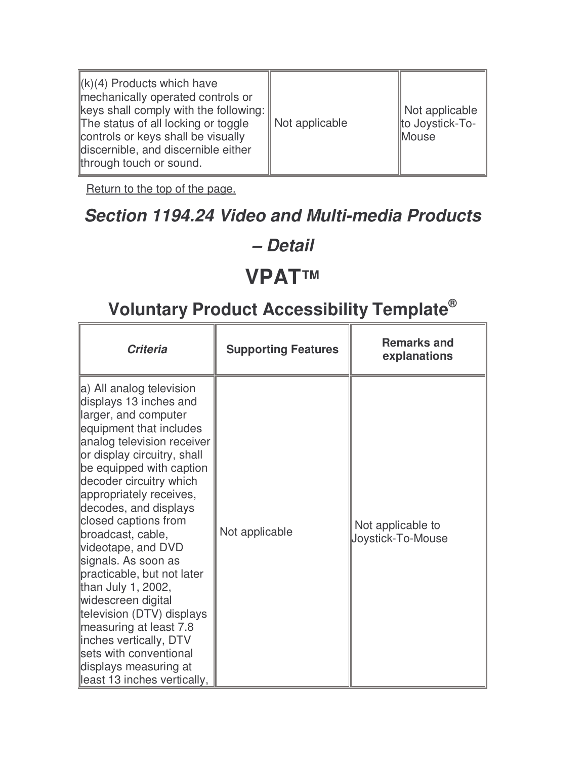| (k)(4) Products which have mechanically operated controls or keys shall comply with the following: The status of all locking or toggle controls or keys shall be visually discernible, and discernible either through touch or sound. | Not applicable | Not applicable to Joystick-To-Mouse |
| --- | --- | --- |

Return to the top of the page.

## *Section 1194.24 Video and Multi-media Products – Detail*

# VPAT™

## Voluntary Product Accessibility Template®

| *Criteria* | Supporting Features | Remarks and explanations |
| --- | --- | --- |
| a) All analog television displays 13 inches and larger, and computer equipment that includes analog television receiver or display circuitry, shall be equipped with caption decoder circuitry which appropriately receives, decodes, and displays closed captions from broadcast, cable, videotape, and DVD signals. As soon as practicable, but not later than July 1, 2002, widescreen digital television (DTV) displays measuring at least 7.8 inches vertically, DTV sets with conventional displays measuring at least 13 inches vertically, | Not applicable | Not applicable to Joystick-To-Mouse |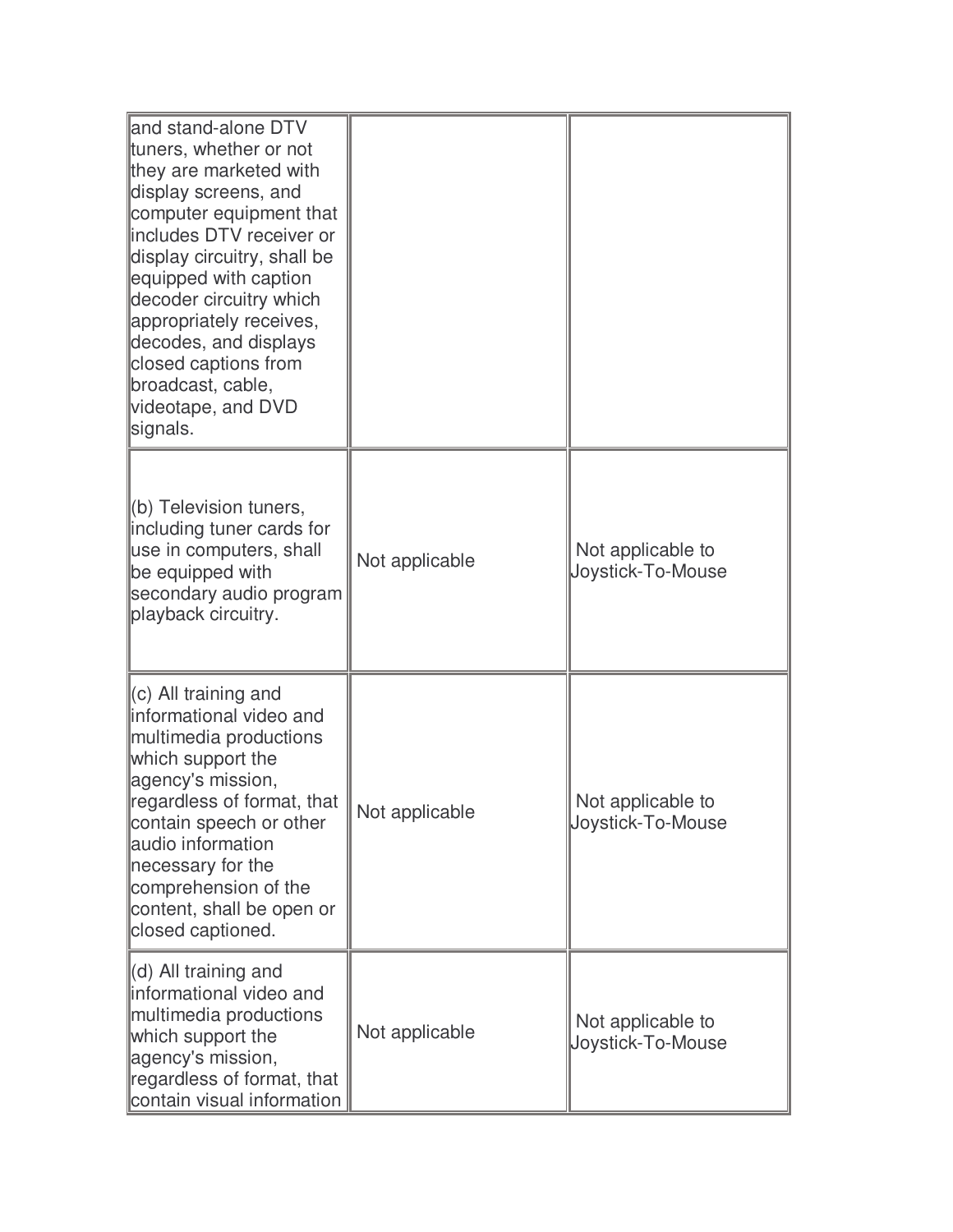| | | |
|---|---|---|
| and stand-alone DTV tuners, whether or not they are marketed with display screens, and computer equipment that includes DTV receiver or display circuitry, shall be equipped with caption decoder circuitry which appropriately receives, decodes, and displays closed captions from broadcast, cable, videotape, and DVD signals. | | |
| (b) Television tuners, including tuner cards for use in computers, shall be equipped with secondary audio program playback circuitry. | Not applicable | Not applicable to Joystick-To-Mouse |
| (c) All training and informational video and multimedia productions which support the agency's mission, regardless of format, that contain speech or other audio information necessary for the comprehension of the content, shall be open or closed captioned. | Not applicable | Not applicable to Joystick-To-Mouse |
| (d) All training and informational video and multimedia productions which support the agency's mission, regardless of format, that contain visual information | Not applicable | Not applicable to Joystick-To-Mouse |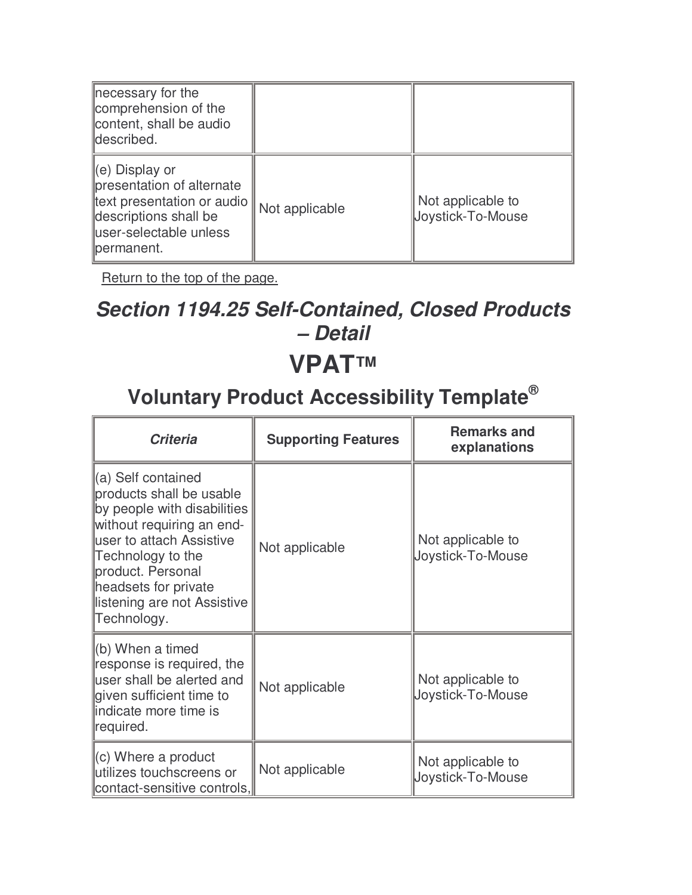| | | |
|---|---|---|
| necessary for the comprehension of the content, shall be audio described. | | |
| (e) Display or presentation of alternate text presentation or audio descriptions shall be user-selectable unless permanent. | Not applicable | Not applicable to Joystick-To-Mouse |

Return to the top of the page.

## *Section 1194.25 Self-Contained, Closed Products – Detail*

# VPAT™

## Voluntary Product Accessibility Template®

| *Criteria* | Supporting Features | Remarks and explanations |
|---|---|---|
| (a) Self contained products shall be usable by people with disabilities without requiring an end-user to attach Assistive Technology to the product. Personal headsets for private listening are not Assistive Technology. | Not applicable | Not applicable to Joystick-To-Mouse |
| (b) When a timed response is required, the user shall be alerted and given sufficient time to indicate more time is required. | Not applicable | Not applicable to Joystick-To-Mouse |
| (c) Where a product utilizes touchscreens or contact-sensitive controls, | Not applicable | Not applicable to Joystick-To-Mouse |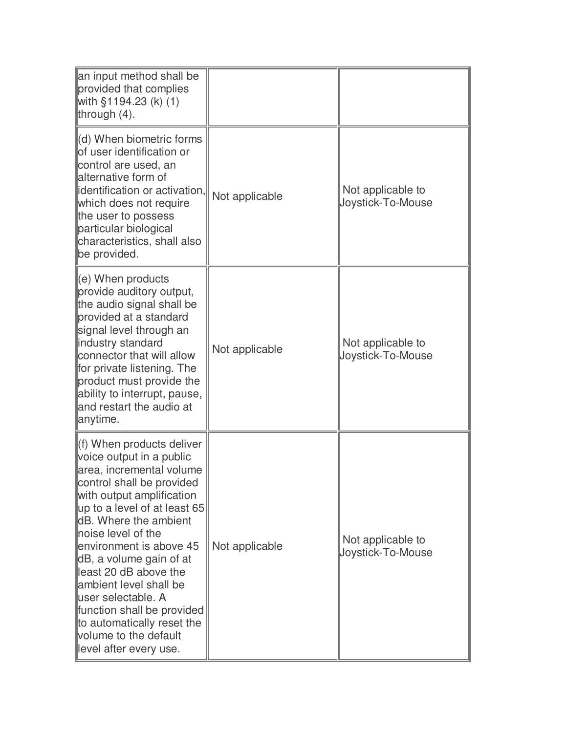| | | |
|---|---|---|
| an input method shall be provided that complies with §1194.23 (k) (1) through (4). | | |
| (d) When biometric forms of user identification or control are used, an alternative form of identification or activation, which does not require the user to possess particular biological characteristics, shall also be provided. | Not applicable | Not applicable to Joystick-To-Mouse |
| (e) When products provide auditory output, the audio signal shall be provided at a standard signal level through an industry standard connector that will allow for private listening. The product must provide the ability to interrupt, pause, and restart the audio at anytime. | Not applicable | Not applicable to Joystick-To-Mouse |
| (f) When products deliver voice output in a public area, incremental volume control shall be provided with output amplification up to a level of at least 65 dB. Where the ambient noise level of the environment is above 45 dB, a volume gain of at least 20 dB above the ambient level shall be user selectable. A function shall be provided to automatically reset the volume to the default level after every use. | Not applicable | Not applicable to Joystick-To-Mouse |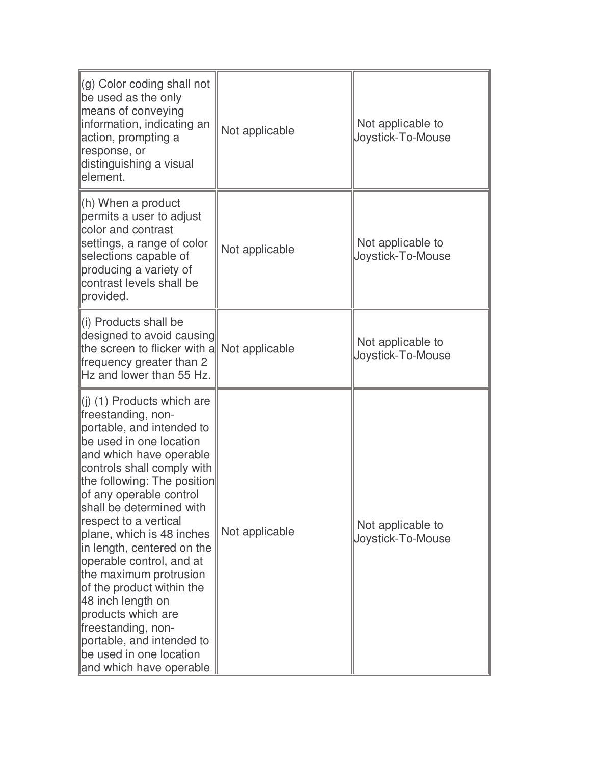| | | |
|---|---|---|
| (g) Color coding shall not be used as the only means of conveying information, indicating an action, prompting a response, or distinguishing a visual element. | Not applicable | Not applicable to Joystick-To-Mouse |
| (h) When a product permits a user to adjust color and contrast settings, a range of color selections capable of producing a variety of contrast levels shall be provided. | Not applicable | Not applicable to Joystick-To-Mouse |
| (i) Products shall be designed to avoid causing the screen to flicker with a frequency greater than 2 Hz and lower than 55 Hz. | Not applicable | Not applicable to Joystick-To-Mouse |
| (j) (1) Products which are freestanding, non-portable, and intended to be used in one location and which have operable controls shall comply with the following: The position of any operable control shall be determined with respect to a vertical plane, which is 48 inches in length, centered on the operable control, and at the maximum protrusion of the product within the 48 inch length on products which are freestanding, non-portable, and intended to be used in one location and which have operable | Not applicable | Not applicable to Joystick-To-Mouse |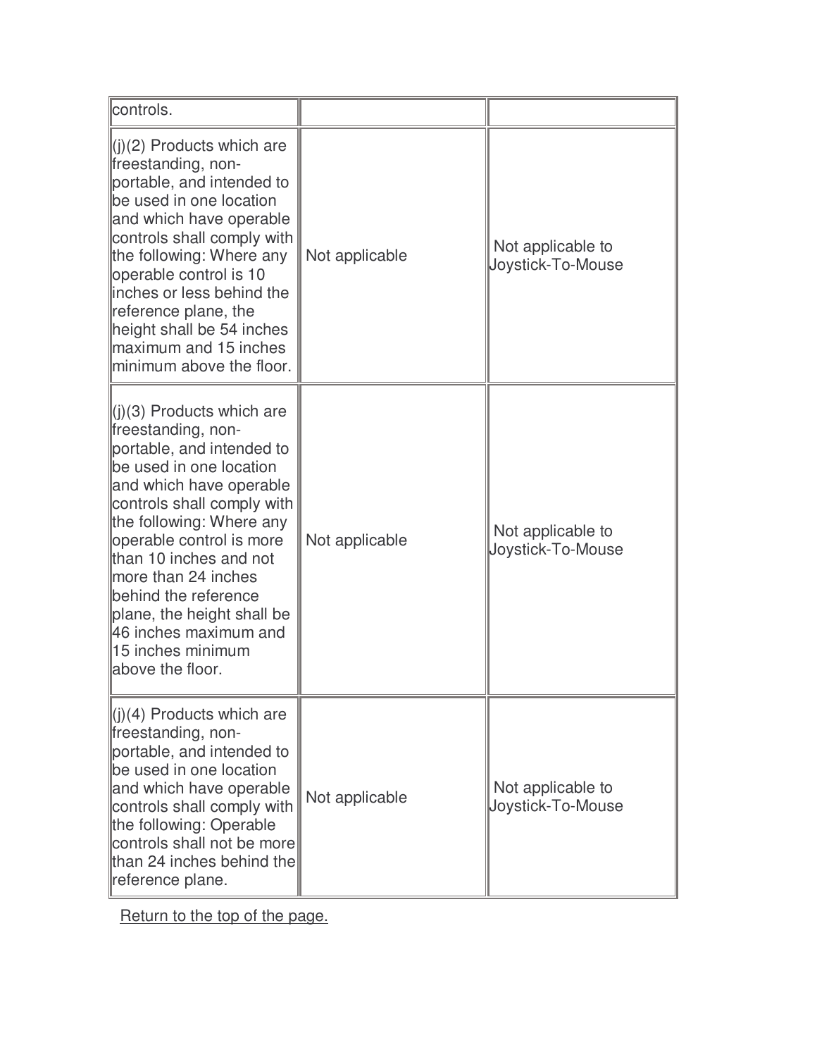| | | |
|---|---|---|
| controls. | | |
| (j)(2) Products which are freestanding, non-portable, and intended to be used in one location and which have operable controls shall comply with the following: Where any operable control is 10 inches or less behind the reference plane, the height shall be 54 inches maximum and 15 inches minimum above the floor. | Not applicable | Not applicable to Joystick-To-Mouse |
| (j)(3) Products which are freestanding, non-portable, and intended to be used in one location and which have operable controls shall comply with the following: Where any operable control is more than 10 inches and not more than 24 inches behind the reference plane, the height shall be 46 inches maximum and 15 inches minimum above the floor. | Not applicable | Not applicable to Joystick-To-Mouse |
| (j)(4) Products which are freestanding, non-portable, and intended to be used in one location and which have operable controls shall comply with the following: Operable controls shall not be more than 24 inches behind the reference plane. | Not applicable | Not applicable to Joystick-To-Mouse |

Return to the top of the page.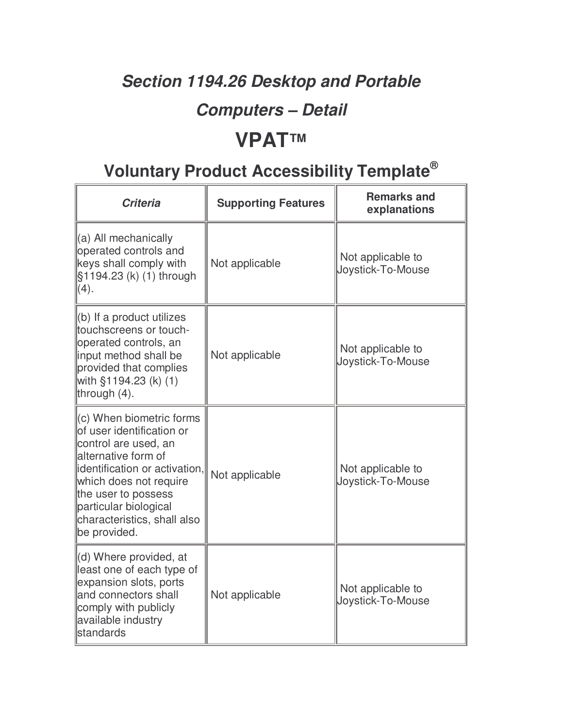## *Section 1194.26 Desktop and Portable Computers – Detail*

# VPAT™

## Voluntary Product Accessibility Template®

| *Criteria* | Supporting Features | Remarks and explanations |
|---|---|---|
| (a) All mechanically operated controls and keys shall comply with §1194.23 (k) (1) through (4). | Not applicable | Not applicable to Joystick-To-Mouse |
| (b) If a product utilizes touchscreens or touch-operated controls, an input method shall be provided that complies with §1194.23 (k) (1) through (4). | Not applicable | Not applicable to Joystick-To-Mouse |
| (c) When biometric forms of user identification or control are used, an alternative form of identification or activation, which does not require the user to possess particular biological characteristics, shall also be provided. | Not applicable | Not applicable to Joystick-To-Mouse |
| (d) Where provided, at least one of each type of expansion slots, ports and connectors shall comply with publicly available industry standards | Not applicable | Not applicable to Joystick-To-Mouse |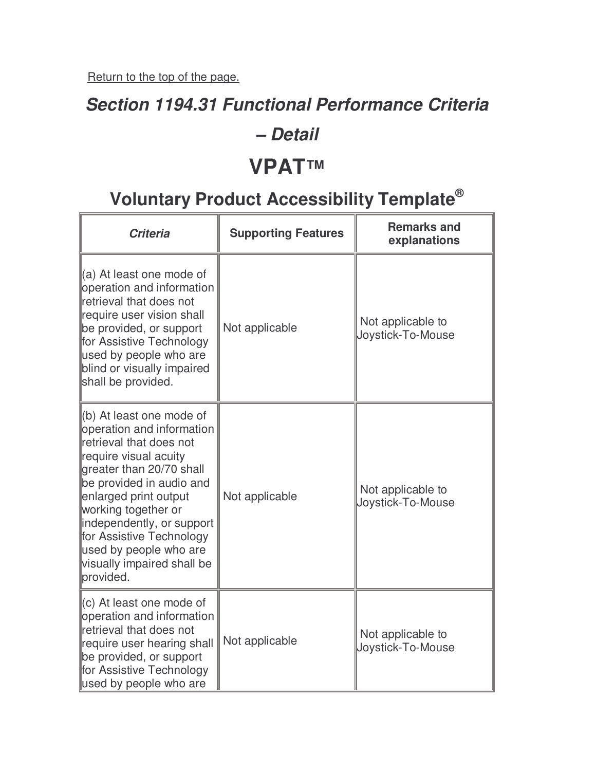Return to the top of the page.

## *Section 1194.31 Functional Performance Criteria – Detail*

# VPAT™

## Voluntary Product Accessibility Template®

| *Criteria* | Supporting Features | Remarks and explanations |
|---|---|---|
| (a) At least one mode of operation and information retrieval that does not require user vision shall be provided, or support for Assistive Technology used by people who are blind or visually impaired shall be provided. | Not applicable | Not applicable to Joystick-To-Mouse |
| (b) At least one mode of operation and information retrieval that does not require visual acuity greater than 20/70 shall be provided in audio and enlarged print output working together or independently, or support for Assistive Technology used by people who are visually impaired shall be provided. | Not applicable | Not applicable to Joystick-To-Mouse |
| (c) At least one mode of operation and information retrieval that does not require user hearing shall be provided, or support for Assistive Technology used by people who are | Not applicable | Not applicable to Joystick-To-Mouse |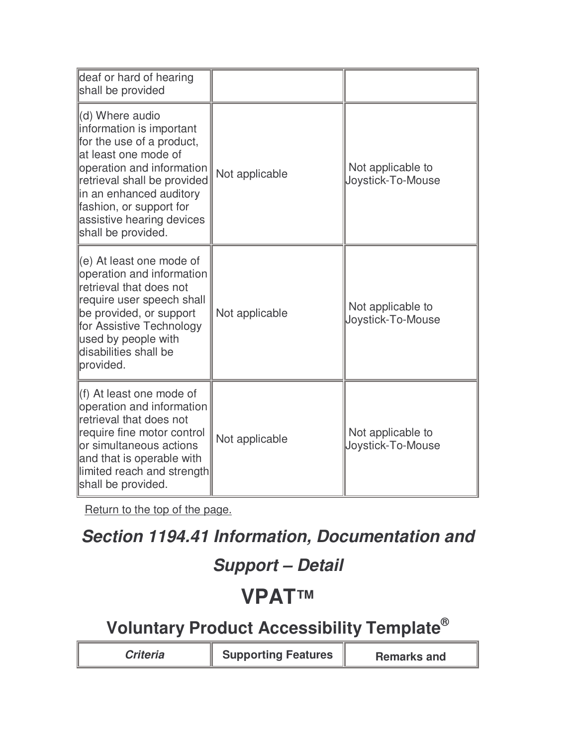| | | |
|---|---|---|
| deaf or hard of hearing shall be provided | | |
| (d) Where audio information is important for the use of a product, at least one mode of operation and information retrieval shall be provided in an enhanced auditory fashion, or support for assistive hearing devices shall be provided. | Not applicable | Not applicable to Joystick-To-Mouse |
| (e) At least one mode of operation and information retrieval that does not require user speech shall be provided, or support for Assistive Technology used by people with disabilities shall be provided. | Not applicable | Not applicable to Joystick-To-Mouse |
| (f) At least one mode of operation and information retrieval that does not require fine motor control or simultaneous actions and that is operable with limited reach and strength shall be provided. | Not applicable | Not applicable to Joystick-To-Mouse |

Return to the top of the page.

## *Section 1194.41 Information, Documentation and Support – Detail*

# VPAT™

## Voluntary Product Accessibility Template®

| *Criteria* | Supporting Features | Remarks and |
|---|---|---|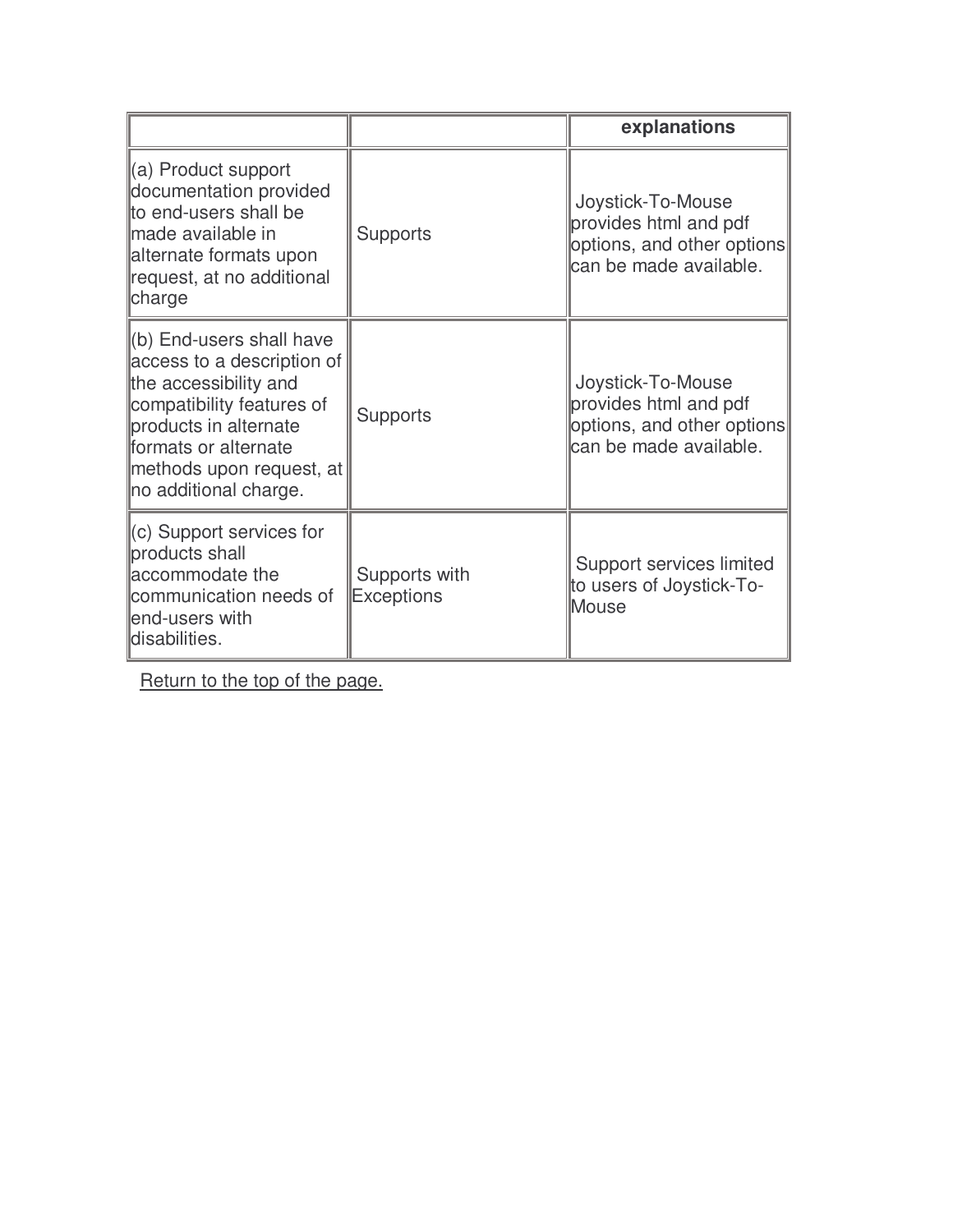| | | explanations |
|---|---|---|
| (a) Product support documentation provided to end-users shall be made available in alternate formats upon request, at no additional charge | Supports | Joystick-To-Mouse provides html and pdf options, and other options can be made available. |
| (b) End-users shall have access to a description of the accessibility and compatibility features of products in alternate formats or alternate methods upon request, at no additional charge. | Supports | Joystick-To-Mouse provides html and pdf options, and other options can be made available. |
| (c) Support services for products shall accommodate the communication needs of end-users with disabilities. | Supports with Exceptions | Support services limited to users of Joystick-To-Mouse |

Return to the top of the page.